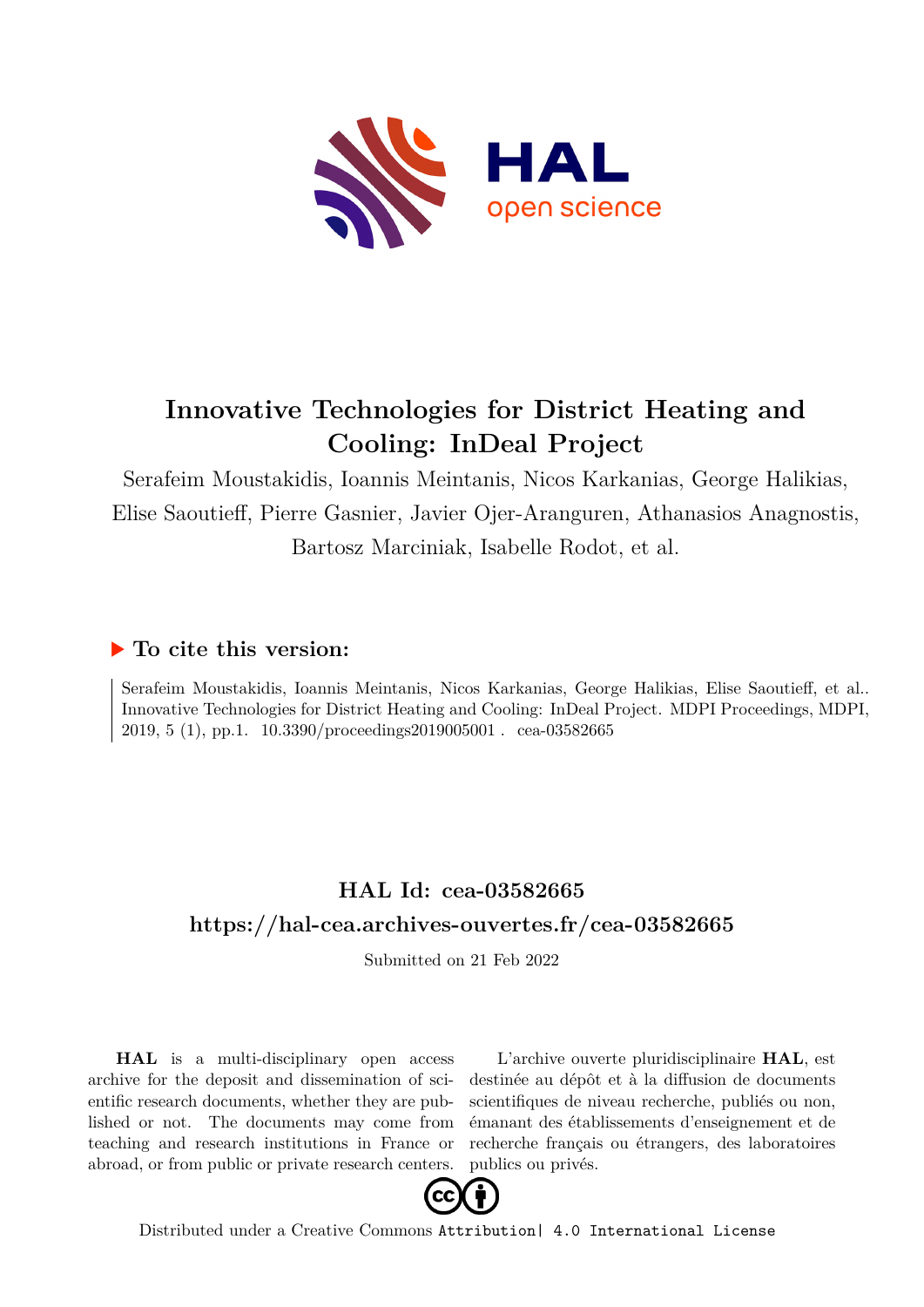# Innovative Technologies for District Heating and Cooling: InDeal Project

Serafeim Moustakidis, Ioannis Meintanis, Nicos Karkanias, George Halikias, Elise Saoutieff, Pierre Gasnier, Javier Ojer-Aranguren, Athanasios Anagnostis, Bartosz Marciniak, Isabelle Rodot, et al.

## ▶ To cite this version:

Serafeim Moustakidis, Ioannis Meintanis, Nicos Karkanias, George Halikias, Elise Saoutieff, et al.. Innovative Technologies for District Heating and Cooling: InDeal Project. MDPI Proceedings, MDPI, 2019, 5 (1), pp.1. 10.3390/proceedings2019005001 . cea-03582665

## HAL Id: cea-03582665

## https://hal-cea.archives-ouvertes.fr/cea-03582665

Submitted on 21 Feb 2022

**HAL** is a multi-disciplinary open access archive for the deposit and dissemination of scientific research documents, whether they are published or not. The documents may come from teaching and research institutions in France or abroad, or from public or private research centers.

L'archive ouverte pluridisciplinaire **HAL**, est destinée au dépôt et à la diffusion de documents scientifiques de niveau recherche, publiés ou non, émanant des établissements d'enseignement et de recherche français ou étrangers, des laboratoires publics ou privés.

Distributed under a Creative Commons Attribution| 4.0 International License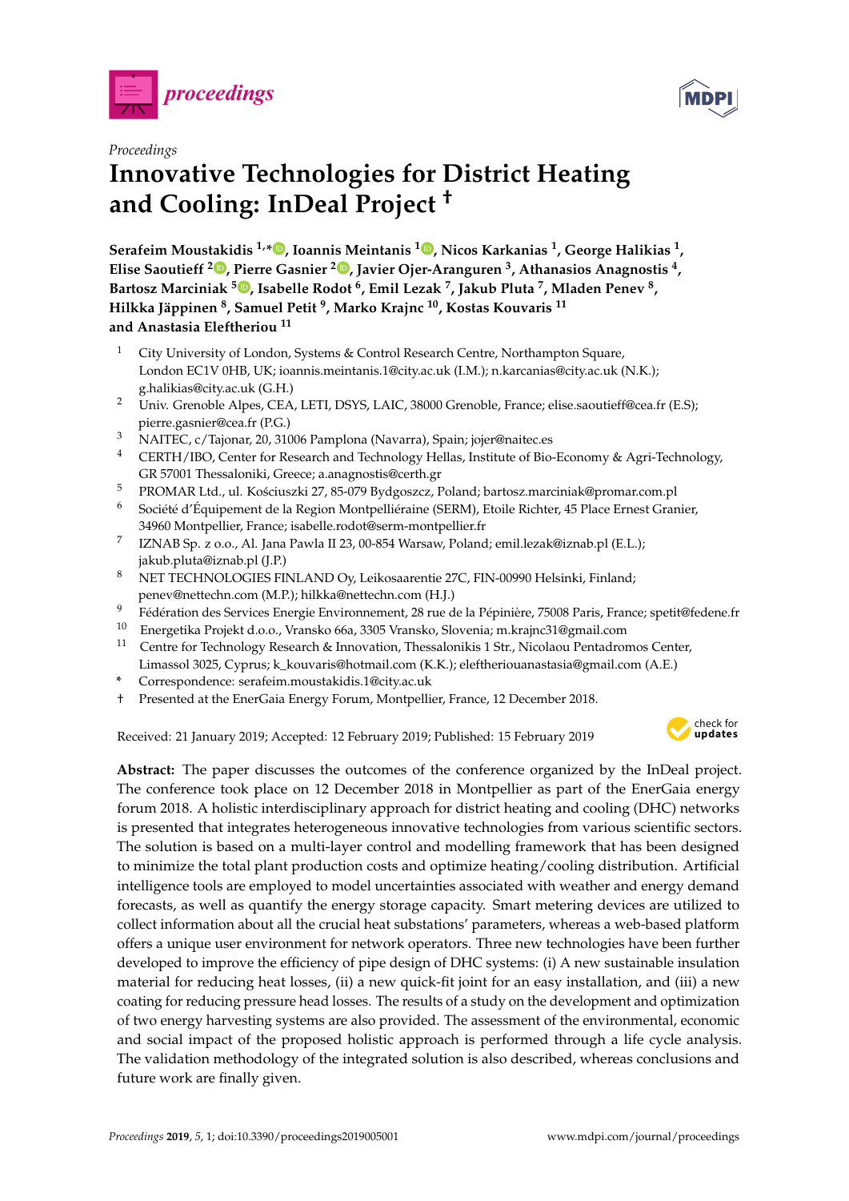Proceedings

# Innovative Technologies for District Heating and Cooling: InDeal Project †

**Serafeim Moustakidis [1,*], Ioannis Meintanis [1], Nicos Karkanias [1], George Halikias [1], Elise Saoutieff [2], Pierre Gasnier [2], Javier Ojer-Aranguren [3], Athanasios Anagnostis [4], Bartosz Marciniak [5], Isabelle Rodot [6], Emil Lezak [7], Jakub Pluta [7], Mladen Penev [8], Hilkka Jäppinen [8], Samuel Petit [9], Marko Krajnc [10], Kostas Kouvaris [11] and Anastasia Eleftheriou [11]**

1. City University of London, Systems & Control Research Centre, Northampton Square, London EC1V 0HB, UK; ioannis.meintanis.1@city.ac.uk (I.M.); n.karcanias@city.ac.uk (N.K.); g.halikias@city.ac.uk (G.H.)
2. Univ. Grenoble Alpes, CEA, LETI, DSYS, LAIC, 38000 Grenoble, France; elise.saoutieff@cea.fr (E.S); pierre.gasnier@cea.fr (P.G.)
3. NAITEC, c/Tajonar, 20, 31006 Pamplona (Navarra), Spain; jojer@naitec.es
4. CERTH/IBO, Center for Research and Technology Hellas, Institute of Bio-Economy & Agri-Technology, GR 57001 Thessaloniki, Greece; a.anagnostis@certh.gr
5. PROMAR Ltd., ul. Kościuszki 27, 85-079 Bydgoszcz, Poland; bartosz.marciniak@promar.com.pl
6. Société d'Équipement de la Region Montpelliéraine (SERM), Etoile Richter, 45 Place Ernest Granier, 34960 Montpellier, France; isabelle.rodot@serm-montpellier.fr
7. IZNAB Sp. z o.o., Al. Jana Pawla II 23, 00-854 Warsaw, Poland; emil.lezak@iznab.pl (E.L.); jakub.pluta@iznab.pl (J.P.)
8. NET TECHNOLOGIES FINLAND Oy, Leikosaarentie 27C, FIN-00990 Helsinki, Finland; penev@nettechn.com (M.P.); hilkka@nettechn.com (H.J.)
9. Fédération des Services Energie Environnement, 28 rue de la Pépinière, 75008 Paris, France; spetit@fedene.fr
10. Energetika Projekt d.o.o., Vransko 66a, 3305 Vransko, Slovenia; m.krajnc31@gmail.com
11. Centre for Technology Research & Innovation, Thessalonikis 1 Str., Nicolaou Pentadromos Center, Limassol 3025, Cyprus; k_kouvaris@hotmail.com (K.K.); eleftheriouanastasia@gmail.com (A.E.)

\* Correspondence: serafeim.moustakidis.1@city.ac.uk

† Presented at the EnerGaia Energy Forum, Montpellier, France, 12 December 2018.

Received: 21 January 2019; Accepted: 12 February 2019; Published: 15 February 2019

**Abstract:** The paper discusses the outcomes of the conference organized by the InDeal project. The conference took place on 12 December 2018 in Montpellier as part of the EnerGaia energy forum 2018. A holistic interdisciplinary approach for district heating and cooling (DHC) networks is presented that integrates heterogeneous innovative technologies from various scientific sectors. The solution is based on a multi-layer control and modelling framework that has been designed to minimize the total plant production costs and optimize heating/cooling distribution. Artificial intelligence tools are employed to model uncertainties associated with weather and energy demand forecasts, as well as quantify the energy storage capacity. Smart metering devices are utilized to collect information about all the crucial heat substations' parameters, whereas a web-based platform offers a unique user environment for network operators. Three new technologies have been further developed to improve the efficiency of pipe design of DHC systems: (i) A new sustainable insulation material for reducing heat losses, (ii) a new quick-fit joint for an easy installation, and (iii) a new coating for reducing pressure head losses. The results of a study on the development and optimization of two energy harvesting systems are also provided. The assessment of the environmental, economic and social impact of the proposed holistic approach is performed through a life cycle analysis. The validation methodology of the integrated solution is also described, whereas conclusions and future work are finally given.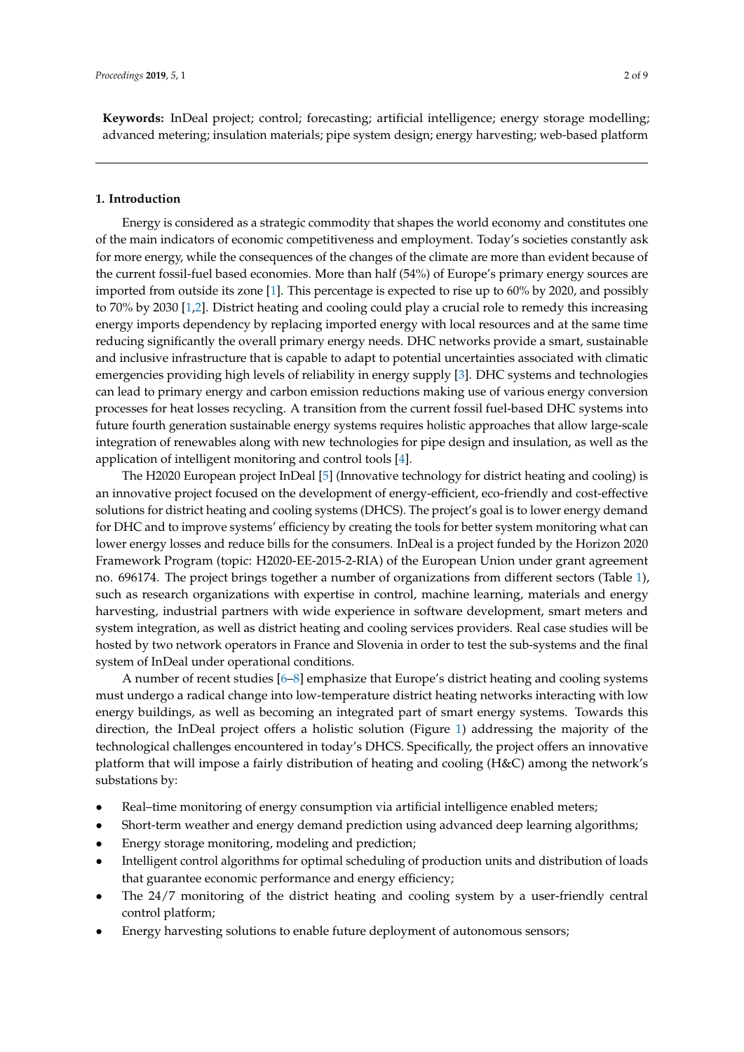**Keywords:** InDeal project; control; forecasting; artificial intelligence; energy storage modelling; advanced metering; insulation materials; pipe system design; energy harvesting; web-based platform

## 1. Introduction

Energy is considered as a strategic commodity that shapes the world economy and constitutes one of the main indicators of economic competitiveness and employment. Today's societies constantly ask for more energy, while the consequences of the changes of the climate are more than evident because of the current fossil-fuel based economies. More than half (54%) of Europe's primary energy sources are imported from outside its zone [1]. This percentage is expected to rise up to 60% by 2020, and possibly to 70% by 2030 [1,2]. District heating and cooling could play a crucial role to remedy this increasing energy imports dependency by replacing imported energy with local resources and at the same time reducing significantly the overall primary energy needs. DHC networks provide a smart, sustainable and inclusive infrastructure that is capable to adapt to potential uncertainties associated with climatic emergencies providing high levels of reliability in energy supply [3]. DHC systems and technologies can lead to primary energy and carbon emission reductions making use of various energy conversion processes for heat losses recycling. A transition from the current fossil fuel-based DHC systems into future fourth generation sustainable energy systems requires holistic approaches that allow large-scale integration of renewables along with new technologies for pipe design and insulation, as well as the application of intelligent monitoring and control tools [4].

The H2020 European project InDeal [5] (Innovative technology for district heating and cooling) is an innovative project focused on the development of energy-efficient, eco-friendly and cost-effective solutions for district heating and cooling systems (DHCS). The project's goal is to lower energy demand for DHC and to improve systems' efficiency by creating the tools for better system monitoring what can lower energy losses and reduce bills for the consumers. InDeal is a project funded by the Horizon 2020 Framework Program (topic: H2020-EE-2015-2-RIA) of the European Union under grant agreement no. 696174. The project brings together a number of organizations from different sectors (Table 1), such as research organizations with expertise in control, machine learning, materials and energy harvesting, industrial partners with wide experience in software development, smart meters and system integration, as well as district heating and cooling services providers. Real case studies will be hosted by two network operators in France and Slovenia in order to test the sub-systems and the final system of InDeal under operational conditions.

A number of recent studies [6–8] emphasize that Europe's district heating and cooling systems must undergo a radical change into low-temperature district heating networks interacting with low energy buildings, as well as becoming an integrated part of smart energy systems. Towards this direction, the InDeal project offers a holistic solution (Figure 1) addressing the majority of the technological challenges encountered in today's DHCS. Specifically, the project offers an innovative platform that will impose a fairly distribution of heating and cooling (H&C) among the network's substations by:

- Real–time monitoring of energy consumption via artificial intelligence enabled meters;
- Short-term weather and energy demand prediction using advanced deep learning algorithms;
- Energy storage monitoring, modeling and prediction;
- Intelligent control algorithms for optimal scheduling of production units and distribution of loads that guarantee economic performance and energy efficiency;
- The 24/7 monitoring of the district heating and cooling system by a user-friendly central control platform;
- Energy harvesting solutions to enable future deployment of autonomous sensors;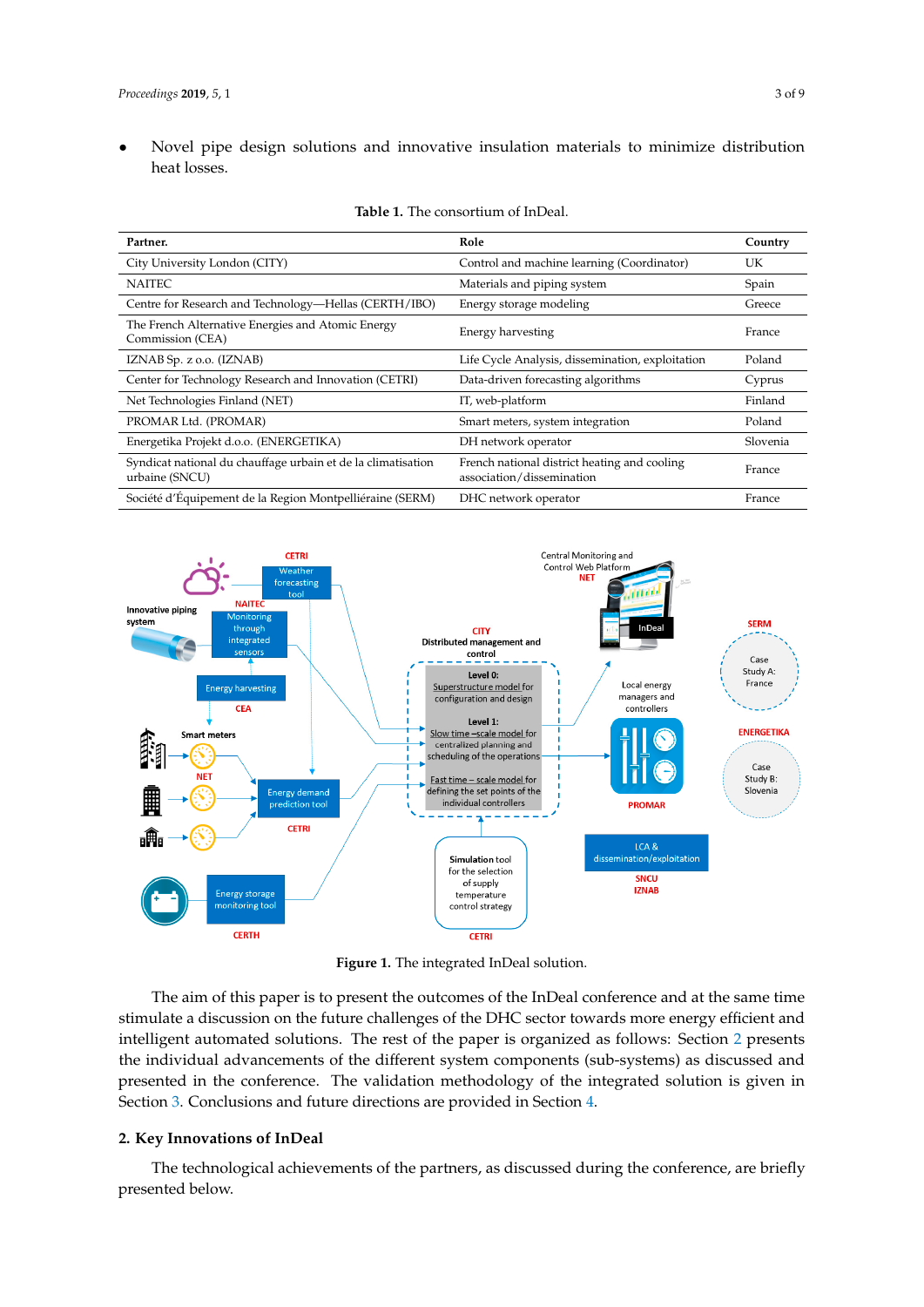- Novel pipe design solutions and innovative insulation materials to minimize distribution heat losses.

**Table 1.** The consortium of InDeal.

| Partner. | Role | Country |
|---|---|---|
| City University London (CITY) | Control and machine learning (Coordinator) | UK |
| NAITEC | Materials and piping system | Spain |
| Centre for Research and Technology—Hellas (CERTH/IBO) | Energy storage modeling | Greece |
| The French Alternative Energies and Atomic Energy Commission (CEA) | Energy harvesting | France |
| IZNAB Sp. z o.o. (IZNAB) | Life Cycle Analysis, dissemination, exploitation | Poland |
| Center for Technology Research and Innovation (CETRI) | Data-driven forecasting algorithms | Cyprus |
| Net Technologies Finland (NET) | IT, web-platform | Finland |
| PROMAR Ltd. (PROMAR) | Smart meters, system integration | Poland |
| Energetika Projekt d.o.o. (ENERGETIKA) | DH network operator | Slovenia |
| Syndicat national du chauffage urbain et de la climatisation urbaine (SNCU) | French national district heating and cooling association/dissemination | France |
| Société d'Équipement de la Region Montpelliéraine (SERM) | DHC network operator | France |

**Figure 1.** The integrated InDeal solution.

The aim of this paper is to present the outcomes of the InDeal conference and at the same time stimulate a discussion on the future challenges of the DHC sector towards more energy efficient and intelligent automated solutions. The rest of the paper is organized as follows: Section 2 presents the individual advancements of the different system components (sub-systems) as discussed and presented in the conference. The validation methodology of the integrated solution is given in Section 3. Conclusions and future directions are provided in Section 4.

## 2. Key Innovations of InDeal

The technological achievements of the partners, as discussed during the conference, are briefly presented below.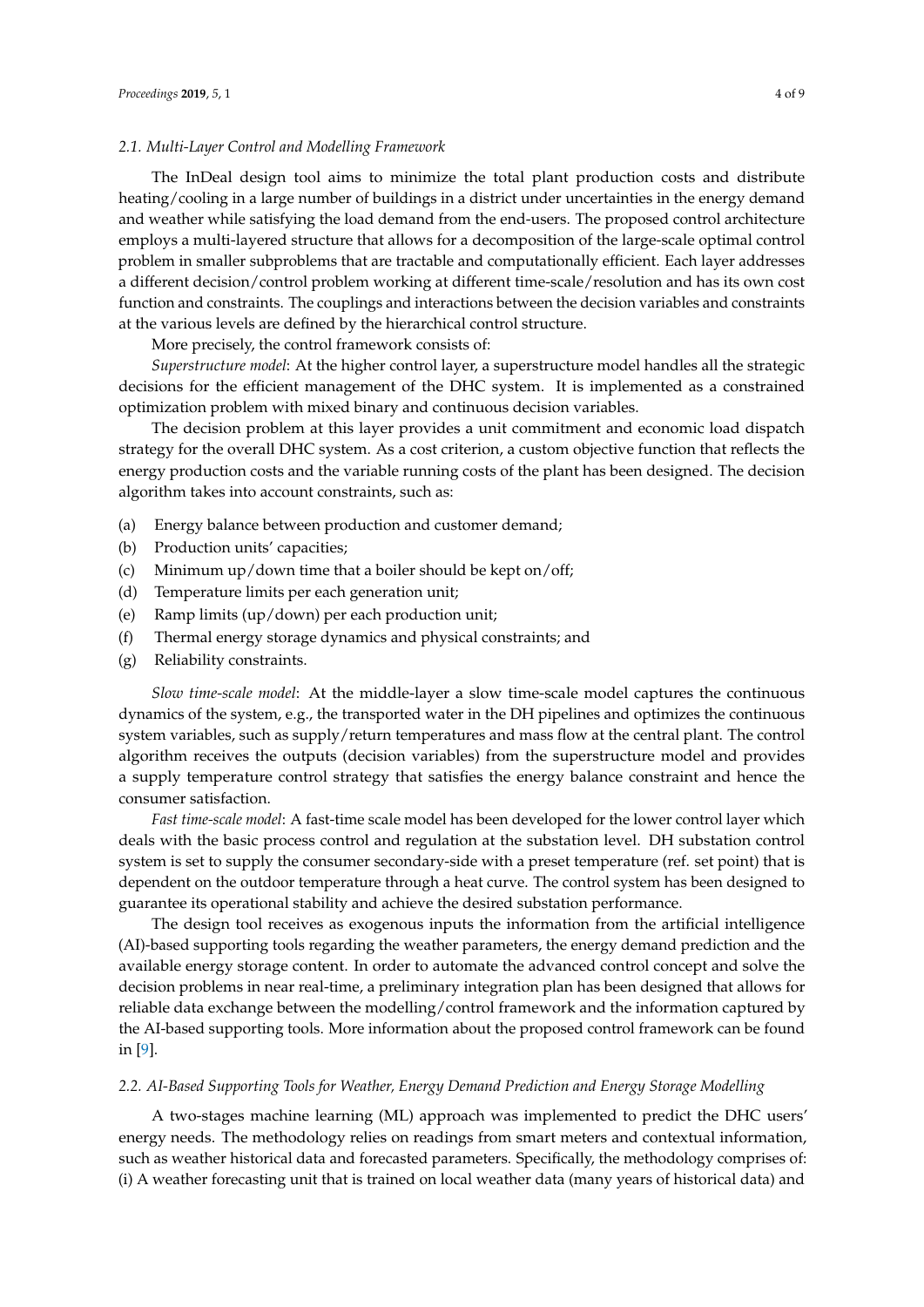### 2.1. Multi-Layer Control and Modelling Framework

The InDeal design tool aims to minimize the total plant production costs and distribute heating/cooling in a large number of buildings in a district under uncertainties in the energy demand and weather while satisfying the load demand from the end-users. The proposed control architecture employs a multi-layered structure that allows for a decomposition of the large-scale optimal control problem in smaller subproblems that are tractable and computationally efficient. Each layer addresses a different decision/control problem working at different time-scale/resolution and has its own cost function and constraints. The couplings and interactions between the decision variables and constraints at the various levels are defined by the hierarchical control structure.

More precisely, the control framework consists of:

*Superstructure model*: At the higher control layer, a superstructure model handles all the strategic decisions for the efficient management of the DHC system. It is implemented as a constrained optimization problem with mixed binary and continuous decision variables.

The decision problem at this layer provides a unit commitment and economic load dispatch strategy for the overall DHC system. As a cost criterion, a custom objective function that reflects the energy production costs and the variable running costs of the plant has been designed. The decision algorithm takes into account constraints, such as:

(a) Energy balance between production and customer demand;
(b) Production units' capacities;
(c) Minimum up/down time that a boiler should be kept on/off;
(d) Temperature limits per each generation unit;
(e) Ramp limits (up/down) per each production unit;
(f) Thermal energy storage dynamics and physical constraints; and
(g) Reliability constraints.

*Slow time-scale model*: At the middle-layer a slow time-scale model captures the continuous dynamics of the system, e.g., the transported water in the DH pipelines and optimizes the continuous system variables, such as supply/return temperatures and mass flow at the central plant. The control algorithm receives the outputs (decision variables) from the superstructure model and provides a supply temperature control strategy that satisfies the energy balance constraint and hence the consumer satisfaction.

*Fast time-scale model*: A fast-time scale model has been developed for the lower control layer which deals with the basic process control and regulation at the substation level. DH substation control system is set to supply the consumer secondary-side with a preset temperature (ref. set point) that is dependent on the outdoor temperature through a heat curve. The control system has been designed to guarantee its operational stability and achieve the desired substation performance.

The design tool receives as exogenous inputs the information from the artificial intelligence (AI)-based supporting tools regarding the weather parameters, the energy demand prediction and the available energy storage content. In order to automate the advanced control concept and solve the decision problems in near real-time, a preliminary integration plan has been designed that allows for reliable data exchange between the modelling/control framework and the information captured by the AI-based supporting tools. More information about the proposed control framework can be found in [9].

### 2.2. AI-Based Supporting Tools for Weather, Energy Demand Prediction and Energy Storage Modelling

A two-stages machine learning (ML) approach was implemented to predict the DHC users' energy needs. The methodology relies on readings from smart meters and contextual information, such as weather historical data and forecasted parameters. Specifically, the methodology comprises of: (i) A weather forecasting unit that is trained on local weather data (many years of historical data) and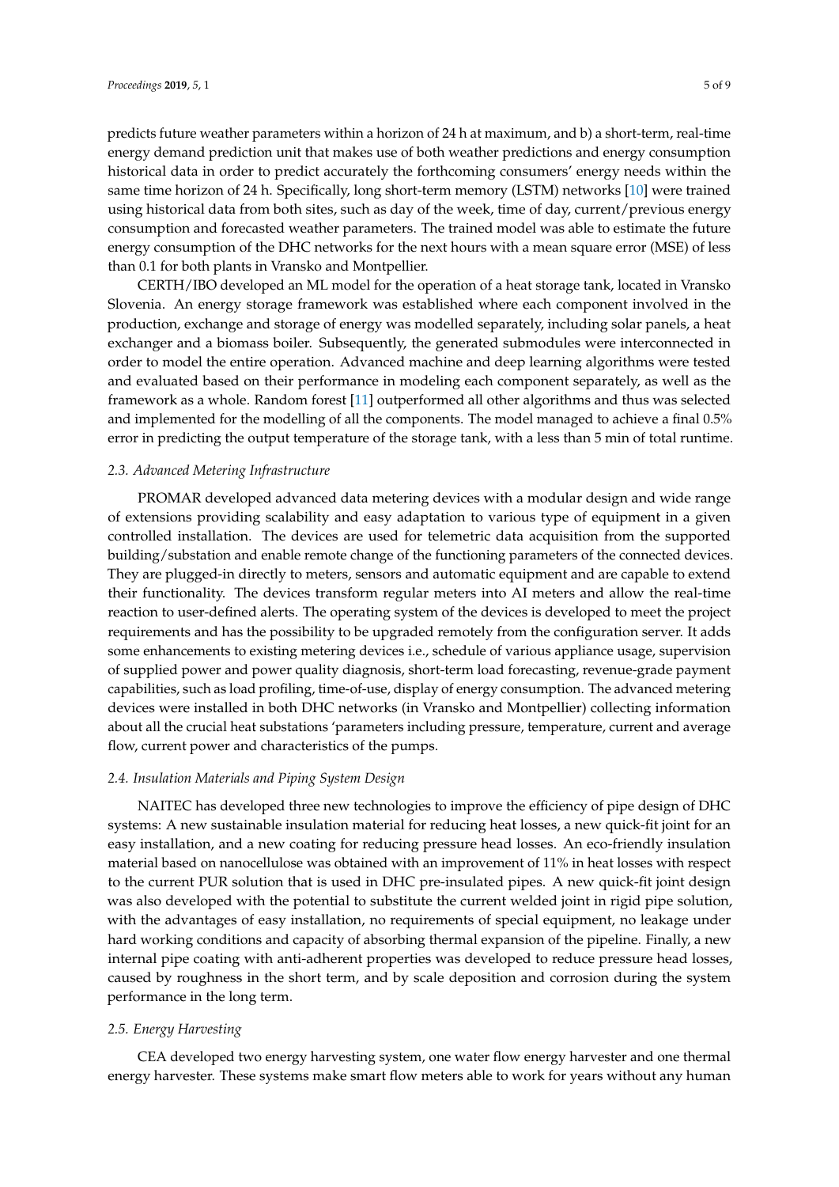predicts future weather parameters within a horizon of 24 h at maximum, and b) a short-term, real-time energy demand prediction unit that makes use of both weather predictions and energy consumption historical data in order to predict accurately the forthcoming consumers' energy needs within the same time horizon of 24 h. Specifically, long short-term memory (LSTM) networks [10] were trained using historical data from both sites, such as day of the week, time of day, current/previous energy consumption and forecasted weather parameters. The trained model was able to estimate the future energy consumption of the DHC networks for the next hours with a mean square error (MSE) of less than 0.1 for both plants in Vransko and Montpellier.

CERTH/IBO developed an ML model for the operation of a heat storage tank, located in Vransko Slovenia. An energy storage framework was established where each component involved in the production, exchange and storage of energy was modelled separately, including solar panels, a heat exchanger and a biomass boiler. Subsequently, the generated submodules were interconnected in order to model the entire operation. Advanced machine and deep learning algorithms were tested and evaluated based on their performance in modeling each component separately, as well as the framework as a whole. Random forest [11] outperformed all other algorithms and thus was selected and implemented for the modelling of all the components. The model managed to achieve a final 0.5% error in predicting the output temperature of the storage tank, with a less than 5 min of total runtime.

### *2.3. Advanced Metering Infrastructure*

PROMAR developed advanced data metering devices with a modular design and wide range of extensions providing scalability and easy adaptation to various type of equipment in a given controlled installation. The devices are used for telemetric data acquisition from the supported building/substation and enable remote change of the functioning parameters of the connected devices. They are plugged-in directly to meters, sensors and automatic equipment and are capable to extend their functionality. The devices transform regular meters into AI meters and allow the real-time reaction to user-defined alerts. The operating system of the devices is developed to meet the project requirements and has the possibility to be upgraded remotely from the configuration server. It adds some enhancements to existing metering devices i.e., schedule of various appliance usage, supervision of supplied power and power quality diagnosis, short-term load forecasting, revenue-grade payment capabilities, such as load profiling, time-of-use, display of energy consumption. The advanced metering devices were installed in both DHC networks (in Vransko and Montpellier) collecting information about all the crucial heat substations 'parameters including pressure, temperature, current and average flow, current power and characteristics of the pumps.

### *2.4. Insulation Materials and Piping System Design*

NAITEC has developed three new technologies to improve the efficiency of pipe design of DHC systems: A new sustainable insulation material for reducing heat losses, a new quick-fit joint for an easy installation, and a new coating for reducing pressure head losses. An eco-friendly insulation material based on nanocellulose was obtained with an improvement of 11% in heat losses with respect to the current PUR solution that is used in DHC pre-insulated pipes. A new quick-fit joint design was also developed with the potential to substitute the current welded joint in rigid pipe solution, with the advantages of easy installation, no requirements of special equipment, no leakage under hard working conditions and capacity of absorbing thermal expansion of the pipeline. Finally, a new internal pipe coating with anti-adherent properties was developed to reduce pressure head losses, caused by roughness in the short term, and by scale deposition and corrosion during the system performance in the long term.

### *2.5. Energy Harvesting*

CEA developed two energy harvesting system, one water flow energy harvester and one thermal energy harvester. These systems make smart flow meters able to work for years without any human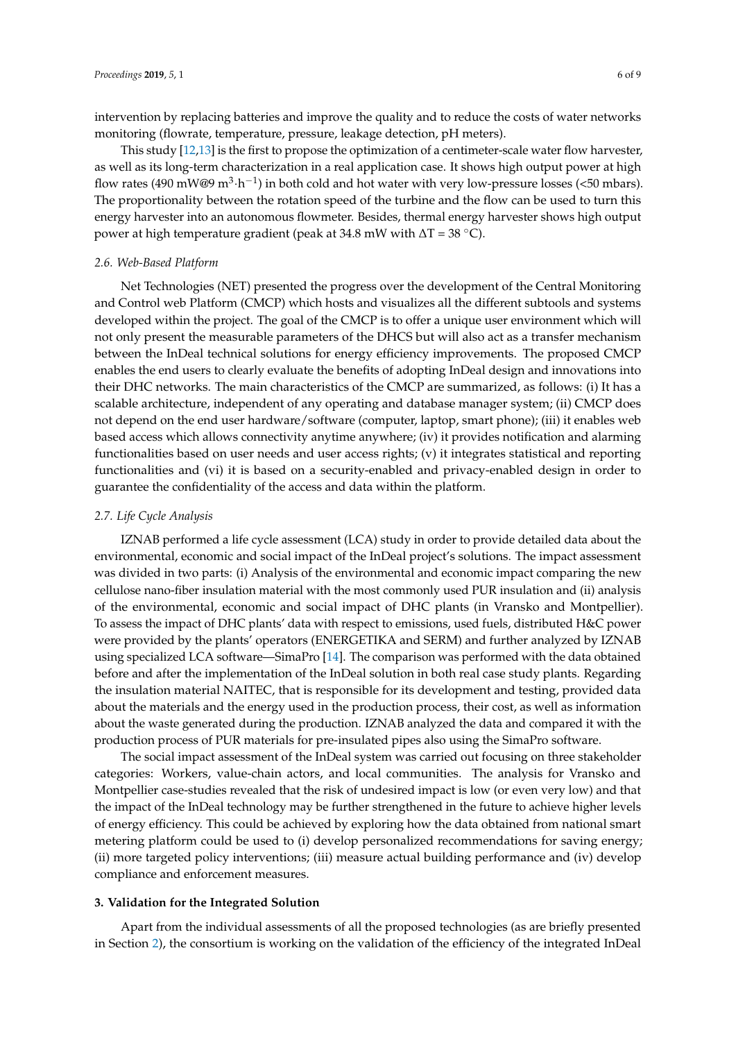intervention by replacing batteries and improve the quality and to reduce the costs of water networks monitoring (flowrate, temperature, pressure, leakage detection, pH meters).

This study [12,13] is the first to propose the optimization of a centimeter-scale water flow harvester, as well as its long-term characterization in a real application case. It shows high output power at high flow rates (490 mW@9 $m^3 \cdot h^{-1}$) in both cold and hot water with very low-pressure losses (<50 mbars). The proportionality between the rotation speed of the turbine and the flow can be used to turn this energy harvester into an autonomous flowmeter. Besides, thermal energy harvester shows high output power at high temperature gradient (peak at 34.8 mW with $\Delta T = 38$ °C).

### *2.6. Web-Based Platform*

Net Technologies (NET) presented the progress over the development of the Central Monitoring and Control web Platform (CMCP) which hosts and visualizes all the different subtools and systems developed within the project. The goal of the CMCP is to offer a unique user environment which will not only present the measurable parameters of the DHCS but will also act as a transfer mechanism between the InDeal technical solutions for energy efficiency improvements. The proposed CMCP enables the end users to clearly evaluate the benefits of adopting InDeal design and innovations into their DHC networks. The main characteristics of the CMCP are summarized, as follows: (i) It has a scalable architecture, independent of any operating and database manager system; (ii) CMCP does not depend on the end user hardware/software (computer, laptop, smart phone); (iii) it enables web based access which allows connectivity anytime anywhere; (iv) it provides notification and alarming functionalities based on user needs and user access rights; (v) it integrates statistical and reporting functionalities and (vi) it is based on a security-enabled and privacy-enabled design in order to guarantee the confidentiality of the access and data within the platform.

### *2.7. Life Cycle Analysis*

IZNAB performed a life cycle assessment (LCA) study in order to provide detailed data about the environmental, economic and social impact of the InDeal project's solutions. The impact assessment was divided in two parts: (i) Analysis of the environmental and economic impact comparing the new cellulose nano-fiber insulation material with the most commonly used PUR insulation and (ii) analysis of the environmental, economic and social impact of DHC plants (in Vransko and Montpellier). To assess the impact of DHC plants' data with respect to emissions, used fuels, distributed H&C power were provided by the plants' operators (ENERGETIKA and SERM) and further analyzed by IZNAB using specialized LCA software—SimaPro [14]. The comparison was performed with the data obtained before and after the implementation of the InDeal solution in both real case study plants. Regarding the insulation material NAITEC, that is responsible for its development and testing, provided data about the materials and the energy used in the production process, their cost, as well as information about the waste generated during the production. IZNAB analyzed the data and compared it with the production process of PUR materials for pre-insulated pipes also using the SimaPro software.

The social impact assessment of the InDeal system was carried out focusing on three stakeholder categories: Workers, value-chain actors, and local communities. The analysis for Vransko and Montpellier case-studies revealed that the risk of undesired impact is low (or even very low) and that the impact of the InDeal technology may be further strengthened in the future to achieve higher levels of energy efficiency. This could be achieved by exploring how the data obtained from national smart metering platform could be used to (i) develop personalized recommendations for saving energy; (ii) more targeted policy interventions; (iii) measure actual building performance and (iv) develop compliance and enforcement measures.

## 3. Validation for the Integrated Solution

Apart from the individual assessments of all the proposed technologies (as are briefly presented in Section 2), the consortium is working on the validation of the efficiency of the integrated InDeal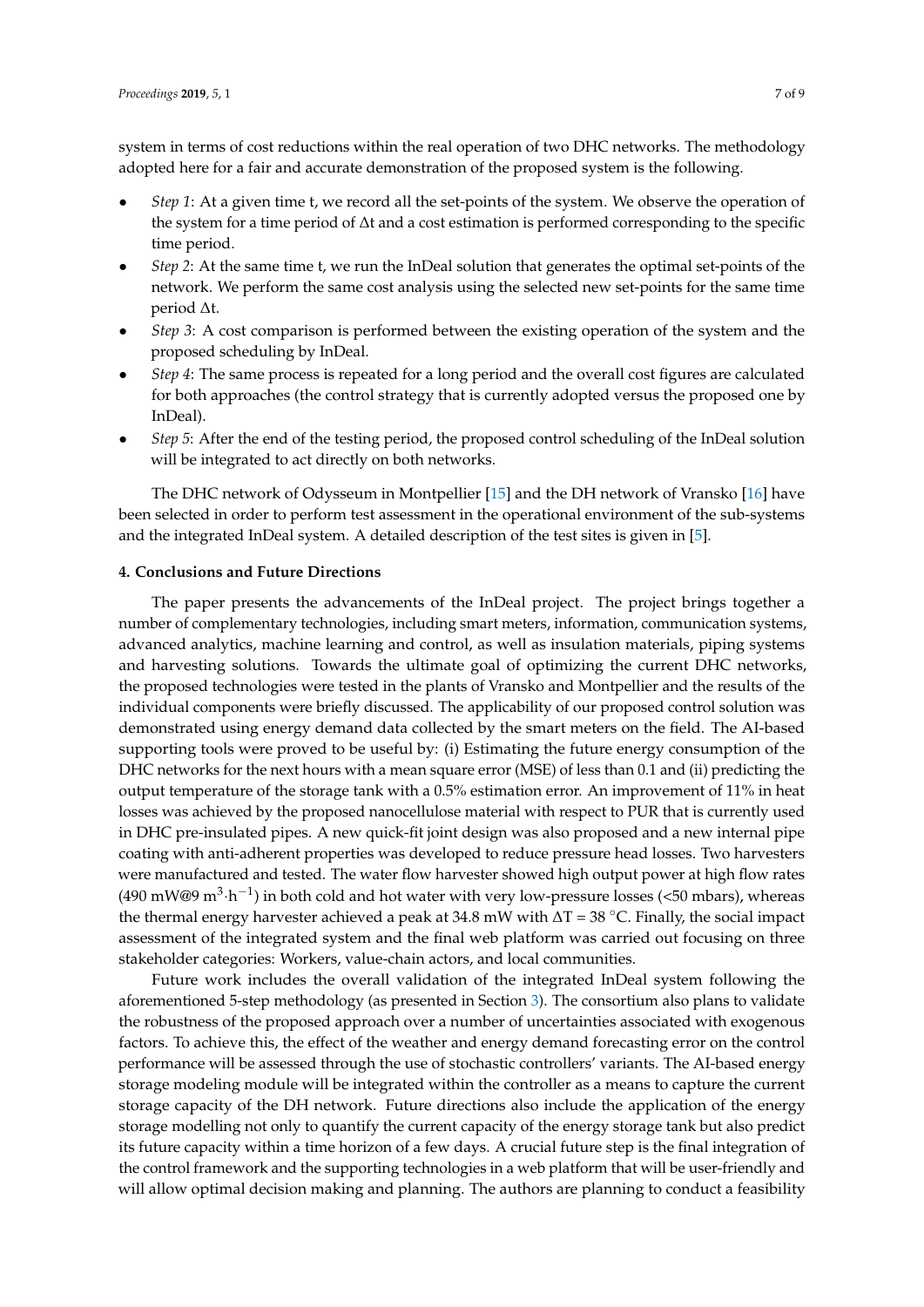system in terms of cost reductions within the real operation of two DHC networks. The methodology adopted here for a fair and accurate demonstration of the proposed system is the following.

- *Step 1*: At a given time t, we record all the set-points of the system. We observe the operation of the system for a time period of $\Delta t$ and a cost estimation is performed corresponding to the specific time period.
- *Step 2*: At the same time t, we run the InDeal solution that generates the optimal set-points of the network. We perform the same cost analysis using the selected new set-points for the same time period $\Delta t$.
- *Step 3*: A cost comparison is performed between the existing operation of the system and the proposed scheduling by InDeal.
- *Step 4*: The same process is repeated for a long period and the overall cost figures are calculated for both approaches (the control strategy that is currently adopted versus the proposed one by InDeal).
- *Step 5*: After the end of the testing period, the proposed control scheduling of the InDeal solution will be integrated to act directly on both networks.

The DHC network of Odysseum in Montpellier [15] and the DH network of Vransko [16] have been selected in order to perform test assessment in the operational environment of the sub-systems and the integrated InDeal system. A detailed description of the test sites is given in [5].

#### 4. Conclusions and Future Directions

The paper presents the advancements of the InDeal project. The project brings together a number of complementary technologies, including smart meters, information, communication systems, advanced analytics, machine learning and control, as well as insulation materials, piping systems and harvesting solutions. Towards the ultimate goal of optimizing the current DHC networks, the proposed technologies were tested in the plants of Vransko and Montpellier and the results of the individual components were briefly discussed. The applicability of our proposed control solution was demonstrated using energy demand data collected by the smart meters on the field. The AI-based supporting tools were proved to be useful by: (i) Estimating the future energy consumption of the DHC networks for the next hours with a mean square error (MSE) of less than 0.1 and (ii) predicting the output temperature of the storage tank with a 0.5% estimation error. An improvement of 11% in heat losses was achieved by the proposed nanocellulose material with respect to PUR that is currently used in DHC pre-insulated pipes. A new quick-fit joint design was also proposed and a new internal pipe coating with anti-adherent properties was developed to reduce pressure head losses. Two harvesters were manufactured and tested. The water flow harvester showed high output power at high flow rates (490 mW@9 $m^3 \cdot h^{-1}$) in both cold and hot water with very low-pressure losses (<50 mbars), whereas the thermal energy harvester achieved a peak at 34.8 mW with $\Delta T = 38$ °C. Finally, the social impact assessment of the integrated system and the final web platform was carried out focusing on three stakeholder categories: Workers, value-chain actors, and local communities.

Future work includes the overall validation of the integrated InDeal system following the aforementioned 5-step methodology (as presented in Section 3). The consortium also plans to validate the robustness of the proposed approach over a number of uncertainties associated with exogenous factors. To achieve this, the effect of the weather and energy demand forecasting error on the control performance will be assessed through the use of stochastic controllers' variants. The AI-based energy storage modeling module will be integrated within the controller as a means to capture the current storage capacity of the DH network. Future directions also include the application of the energy storage modelling not only to quantify the current capacity of the energy storage tank but also predict its future capacity within a time horizon of a few days. A crucial future step is the final integration of the control framework and the supporting technologies in a web platform that will be user-friendly and will allow optimal decision making and planning. The authors are planning to conduct a feasibility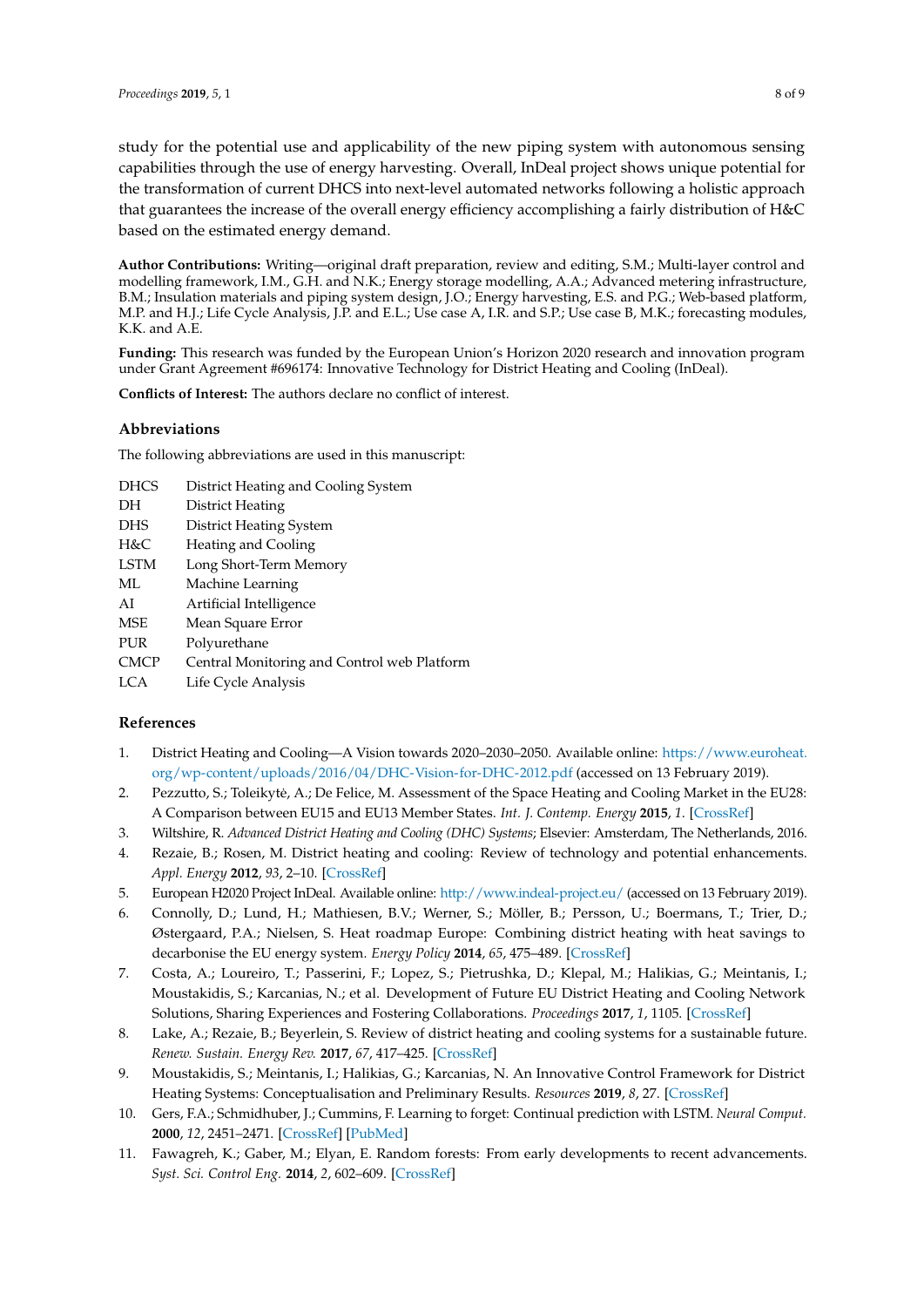study for the potential use and applicability of the new piping system with autonomous sensing capabilities through the use of energy harvesting. Overall, InDeal project shows unique potential for the transformation of current DHCS into next-level automated networks following a holistic approach that guarantees the increase of the overall energy efficiency accomplishing a fairly distribution of H&C based on the estimated energy demand.

**Author Contributions:** Writing—original draft preparation, review and editing, S.M.; Multi-layer control and modelling framework, I.M., G.H. and N.K.; Energy storage modelling, A.A.; Advanced metering infrastructure, B.M.; Insulation materials and piping system design, J.O.; Energy harvesting, E.S. and P.G.; Web-based platform, M.P. and H.J.; Life Cycle Analysis, J.P. and E.L.; Use case A, I.R. and S.P.; Use case B, M.K.; forecasting modules, K.K. and A.E.

**Funding:** This research was funded by the European Union's Horizon 2020 research and innovation program under Grant Agreement #696174: Innovative Technology for District Heating and Cooling (InDeal).

**Conflicts of Interest:** The authors declare no conflict of interest.

## Abbreviations

The following abbreviations are used in this manuscript:

| | |
|---|---|
| DHCS | District Heating and Cooling System |
| DH | District Heating |
| DHS | District Heating System |
| H&C | Heating and Cooling |
| LSTM | Long Short-Term Memory |
| ML | Machine Learning |
| AI | Artificial Intelligence |
| MSE | Mean Square Error |
| PUR | Polyurethane |
| CMCP | Central Monitoring and Control web Platform |
| LCA | Life Cycle Analysis |

## References

1. District Heating and Cooling—A Vision towards 2020–2030–2050. Available online: https://www.euroheat.org/wp-content/uploads/2016/04/DHC-Vision-for-DHC-2012.pdf (accessed on 13 February 2019).
2. Pezzutto, S.; Toleikytė, A.; De Felice, M. Assessment of the Space Heating and Cooling Market in the EU28: A Comparison between EU15 and EU13 Member States. *Int. J. Contemp. Energy* **2015**, *1*. [CrossRef]
3. Wiltshire, R. *Advanced District Heating and Cooling (DHC) Systems*; Elsevier: Amsterdam, The Netherlands, 2016.
4. Rezaie, B.; Rosen, M. District heating and cooling: Review of technology and potential enhancements. *Appl. Energy* **2012**, *93*, 2–10. [CrossRef]
5. European H2020 Project InDeal. Available online: http://www.indeal-project.eu/ (accessed on 13 February 2019).
6. Connolly, D.; Lund, H.; Mathiesen, B.V.; Werner, S.; Möller, B.; Persson, U.; Boermans, T.; Trier, D.; Østergaard, P.A.; Nielsen, S. Heat roadmap Europe: Combining district heating with heat savings to decarbonise the EU energy system. *Energy Policy* **2014**, *65*, 475–489. [CrossRef]
7. Costa, A.; Loureiro, T.; Passerini, F.; Lopez, S.; Pietrushka, D.; Klepal, M.; Halikias, G.; Meintanis, I.; Moustakidis, S.; Karcanias, N.; et al. Development of Future EU District Heating and Cooling Network Solutions, Sharing Experiences and Fostering Collaborations. *Proceedings* **2017**, *1*, 1105. [CrossRef]
8. Lake, A.; Rezaie, B.; Beyerlein, S. Review of district heating and cooling systems for a sustainable future. *Renew. Sustain. Energy Rev.* **2017**, *67*, 417–425. [CrossRef]
9. Moustakidis, S.; Meintanis, I.; Halikias, G.; Karcanias, N. An Innovative Control Framework for District Heating Systems: Conceptualisation and Preliminary Results. *Resources* **2019**, *8*, 27. [CrossRef]
10. Gers, F.A.; Schmidhuber, J.; Cummins, F. Learning to forget: Continual prediction with LSTM. *Neural Comput.* **2000**, *12*, 2451–2471. [CrossRef] [PubMed]
11. Fawagreh, K.; Gaber, M.; Elyan, E. Random forests: From early developments to recent advancements. *Syst. Sci. Control Eng.* **2014**, *2*, 602–609. [CrossRef]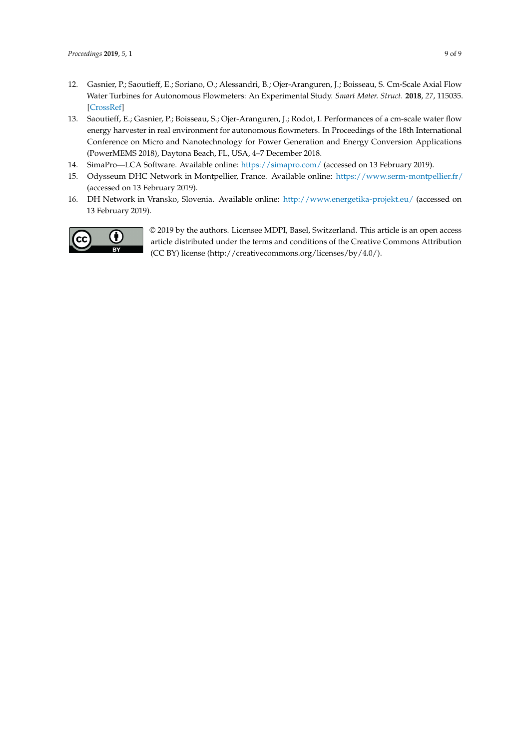12. Gasnier, P.; Saoutieff, E.; Soriano, O.; Alessandri, B.; Ojer-Aranguren, J.; Boisseau, S. Cm-Scale Axial Flow Water Turbines for Autonomous Flowmeters: An Experimental Study. *Smart Mater. Struct.* **2018**, *27*, 115035. [CrossRef]
13. Saoutieff, E.; Gasnier, P.; Boisseau, S.; Ojer-Aranguren, J.; Rodot, I. Performances of a cm-scale water flow energy harvester in real environment for autonomous flowmeters. In Proceedings of the 18th International Conference on Micro and Nanotechnology for Power Generation and Energy Conversion Applications (PowerMEMS 2018), Daytona Beach, FL, USA, 4–7 December 2018.
14. SimaPro—LCA Software. Available online: https://simapro.com/ (accessed on 13 February 2019).
15. Odysseum DHC Network in Montpellier, France. Available online: https://www.serm-montpellier.fr/ (accessed on 13 February 2019).
16. DH Network in Vransko, Slovenia. Available online: http://www.energetika-projekt.eu/ (accessed on 13 February 2019).

© 2019 by the authors. Licensee MDPI, Basel, Switzerland. This article is an open access article distributed under the terms and conditions of the Creative Commons Attribution (CC BY) license (http://creativecommons.org/licenses/by/4.0/).